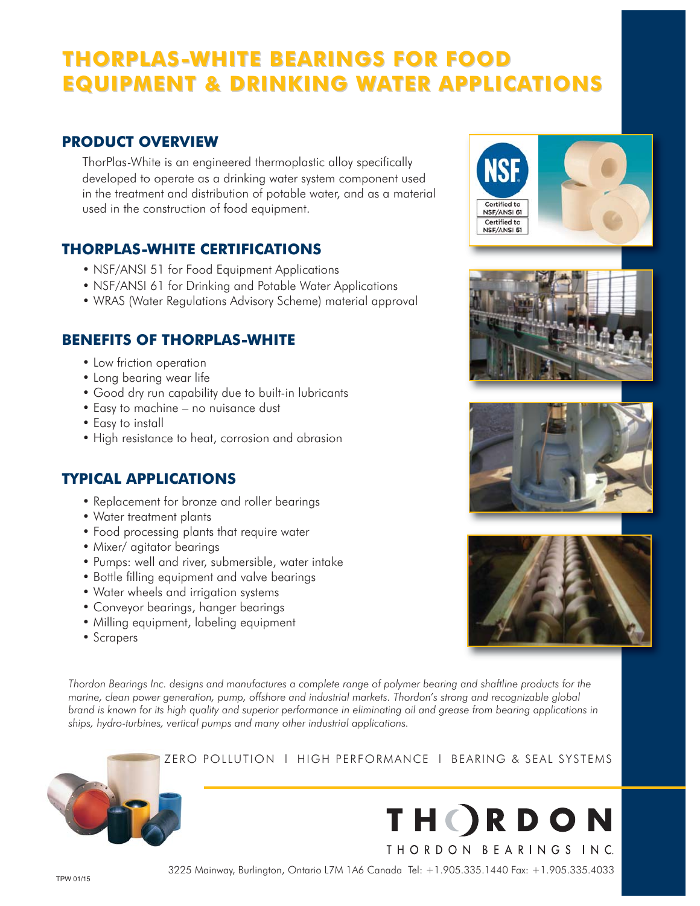# THORPLAS-WHITE BEARINGS FOR FOOD EQUIPMENT & DRINKING WATER APPLICATIONS

## PRODUCT OVERVIEW

ThorPlas-White is an engineered thermoplastic alloy specifically developed to operate as a drinking water system component used in the treatment and distribution of potable water, and as a material used in the construction of food equipment.

## THORPLAS-WHITE CERTIFICATIONS

- NSF/ANSI 51 for Food Equipment Applications
- NSF/ANSI 61 for Drinking and Potable Water Applications
- WRAS (Water Regulations Advisory Scheme) material approval

## BENEFITS OF THORPLAS-WHITE

- Low friction operation
- Long bearing wear life
- Good dry run capability due to built-in lubricants
- Easy to machine – no nuisance dust
- Easy to install
- High resistance to heat, corrosion and abrasion

## TYPICAL APPLICATIONS

- Replacement for bronze and roller bearings
- Water treatment plants
- Food processing plants that require water
- Mixer/ agitator bearings
- Pumps: well and river, submersible, water intake
- Bottle filling equipment and valve bearings
- Water wheels and irrigation systems
- Conveyor bearings, hanger bearings
- Milling equipment, labeling equipment
- Scrapers

*Thordon Bearings Inc. designs and manufactures a complete range of polymer bearing and shaftline products for the marine, clean power generation, pump, offshore and industrial markets. Thordon's strong and recognizable global brand is known for its high quality and superior performance in eliminating oil and grease from bearing applications in ships, hydro-turbines, vertical pumps and many other industrial applications.*

ZERO POLLUTION | HIGH PERFORMANCE | BEARING & SEAL SYSTEMS

THORDON

THORDON BEARINGS INC.

3225 Mainway, Burlington, Ontario L7M 1A6 Canada Tel: +1.905.335.1440 Fax: +1.905.335.4033

TPW 01/15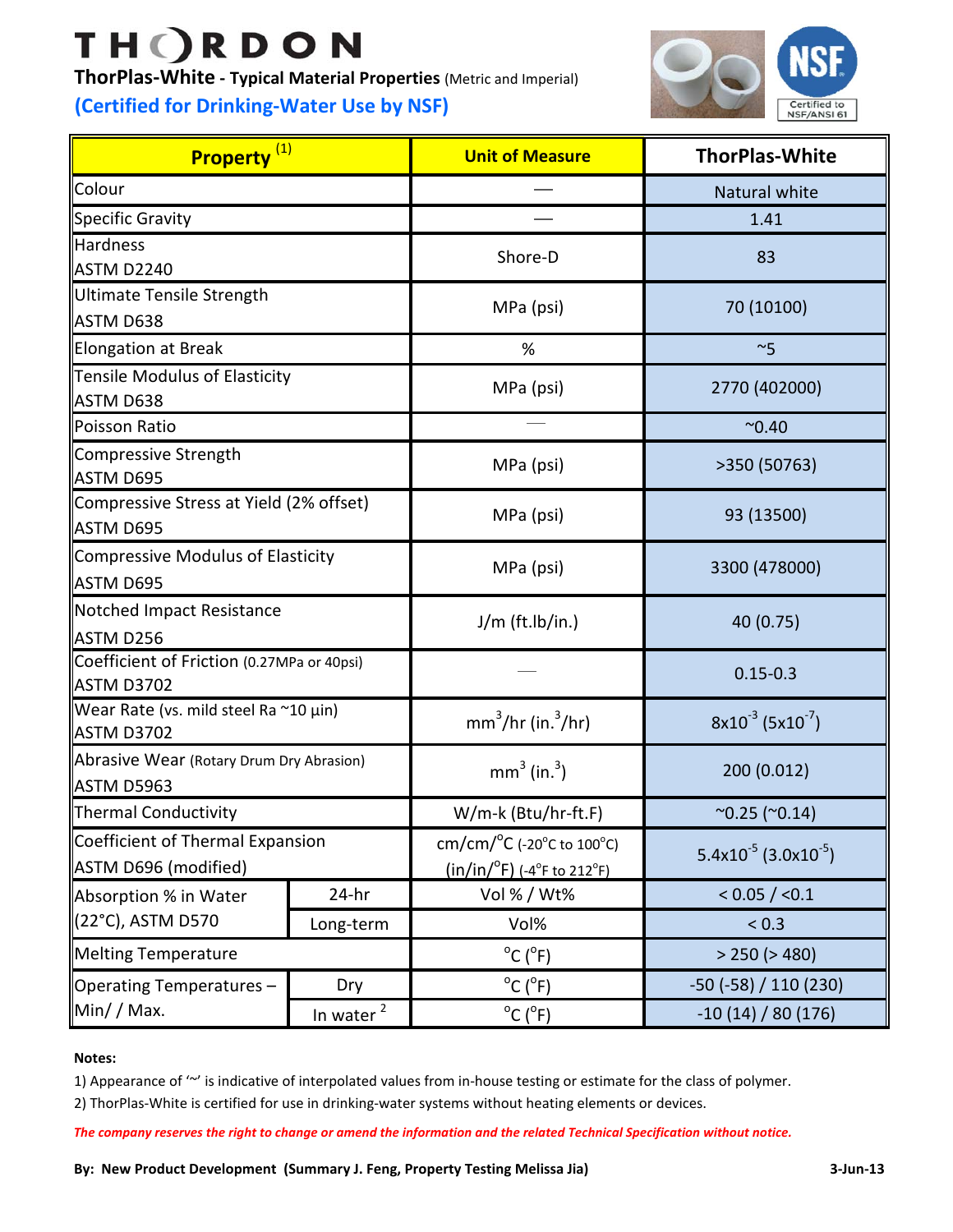# THORDON

**ThorPlas-White - Typical Material Properties** (Metric and Imperial)

**(Certified for Drinking-Water Use by NSF)**

NSF Certified to NSF/ANSI 61

| Property [1] | | Unit of Measure | ThorPlas-White |
|---|---|---|---|
| Colour | | — | Natural white |
| Specific Gravity | | — | 1.41 |
| Hardness ASTM D2240 | | Shore-D | 83 |
| Ultimate Tensile Strength ASTM D638 | | MPa (psi) | 70 (10100) |
| Elongation at Break | | % | ~5 |
| Tensile Modulus of Elasticity ASTM D638 | | MPa (psi) | 2770 (402000) |
| Poisson Ratio | | — | ~0.40 |
| Compressive Strength ASTM D695 | | MPa (psi) | >350 (50763) |
| Compressive Stress at Yield (2% offset) ASTM D695 | | MPa (psi) | 93 (13500) |
| Compressive Modulus of Elasticity ASTM D695 | | MPa (psi) | 3300 (478000) |
| Notched Impact Resistance ASTM D256 | | J/m (ft.lb/in.) | 40 (0.75) |
| Coefficient of Friction (0.27MPa or 40psi) ASTM D3702 | | — | 0.15-0.3 |
| Wear Rate (vs. mild steel Ra ~10 µin) ASTM D3702 | | $mm^3/hr$ ($in.^3/hr$) | $8x10^{-3}$ ($5x10^{-7}$) |
| Abrasive Wear (Rotary Drum Dry Abrasion) ASTM D5963 | | $mm^3$ ($in.^3$) | 200 (0.012) |
| Thermal Conductivity | | W/m-k (Btu/hr-ft.F) | ~0.25 (~0.14) |
| Coefficient of Thermal Expansion ASTM D696 (modified) | | cm/cm/°C (-20°C to 100°C) (in/in/°F) (-4°F to 212°F) | $5.4x10^{-5}$ ($3.0x10^{-5}$) |
| Absorption % in Water (22°C), ASTM D570 | 24-hr | Vol % / Wt% | < 0.05 / <0.1 |
| | Long-term | Vol% | < 0.3 |
| Melting Temperature | | °C (°F) | > 250 (> 480) |
| Operating Temperatures – Min/ / Max. | Dry | °C (°F) | -50 (-58) / 110 (230) |
| | In water [2] | °C (°F) | -10 (14) / 80 (176) |

**Notes:**

1) Appearance of '~' is indicative of interpolated values from in-house testing or estimate for the class of polymer.

2) ThorPlas-White is certified for use in drinking-water systems without heating elements or devices.

***The company reserves the right to change or amend the information and the related Technical Specification without notice.***

**By: New Product Development (Summary J. Feng, Property Testing Melissa Jia)** **3-Jun-13**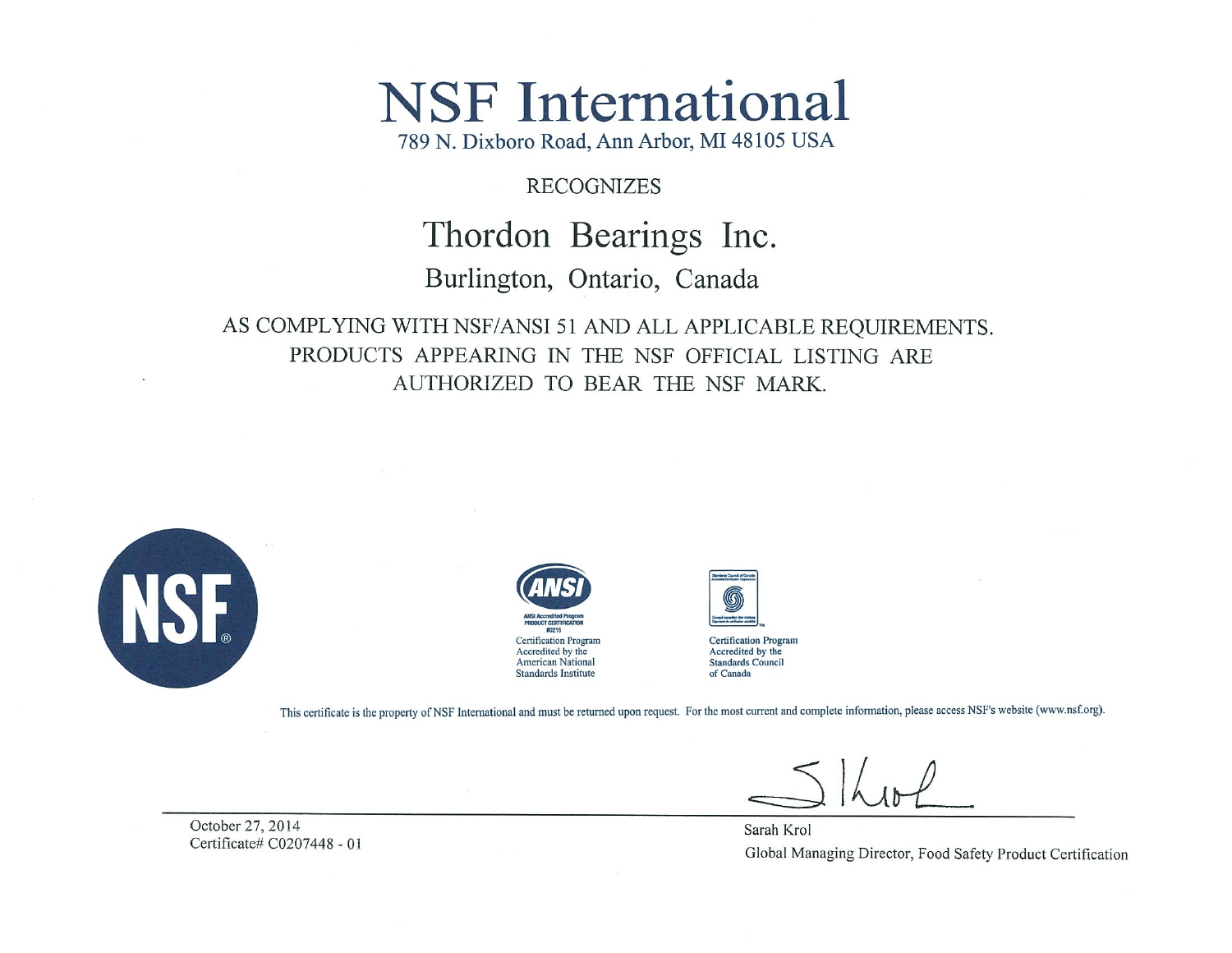# NSF International

789 N. Dixboro Road, Ann Arbor, MI 48105 USA

RECOGNIZES

## Thordon Bearings Inc.

Burlington, Ontario, Canada

AS COMPLYING WITH NSF/ANSI 51 AND ALL APPLICABLE REQUIREMENTS.
PRODUCTS APPEARING IN THE NSF OFFICIAL LISTING ARE
AUTHORIZED TO BEAR THE NSF MARK.

ANSI Accredited Program
PRODUCT CERTIFICATION
#0216

Certification Program
Accredited by the
American National
Standards Institute

Certification Program
Accredited by the
Standards Council
of Canada

This certificate is the property of NSF International and must be returned upon request. For the most current and complete information, please access NSF's website (www.nsf.org).

October 27, 2014
Certificate# C0207448 - 01

Sarah Krol
Global Managing Director, Food Safety Product Certification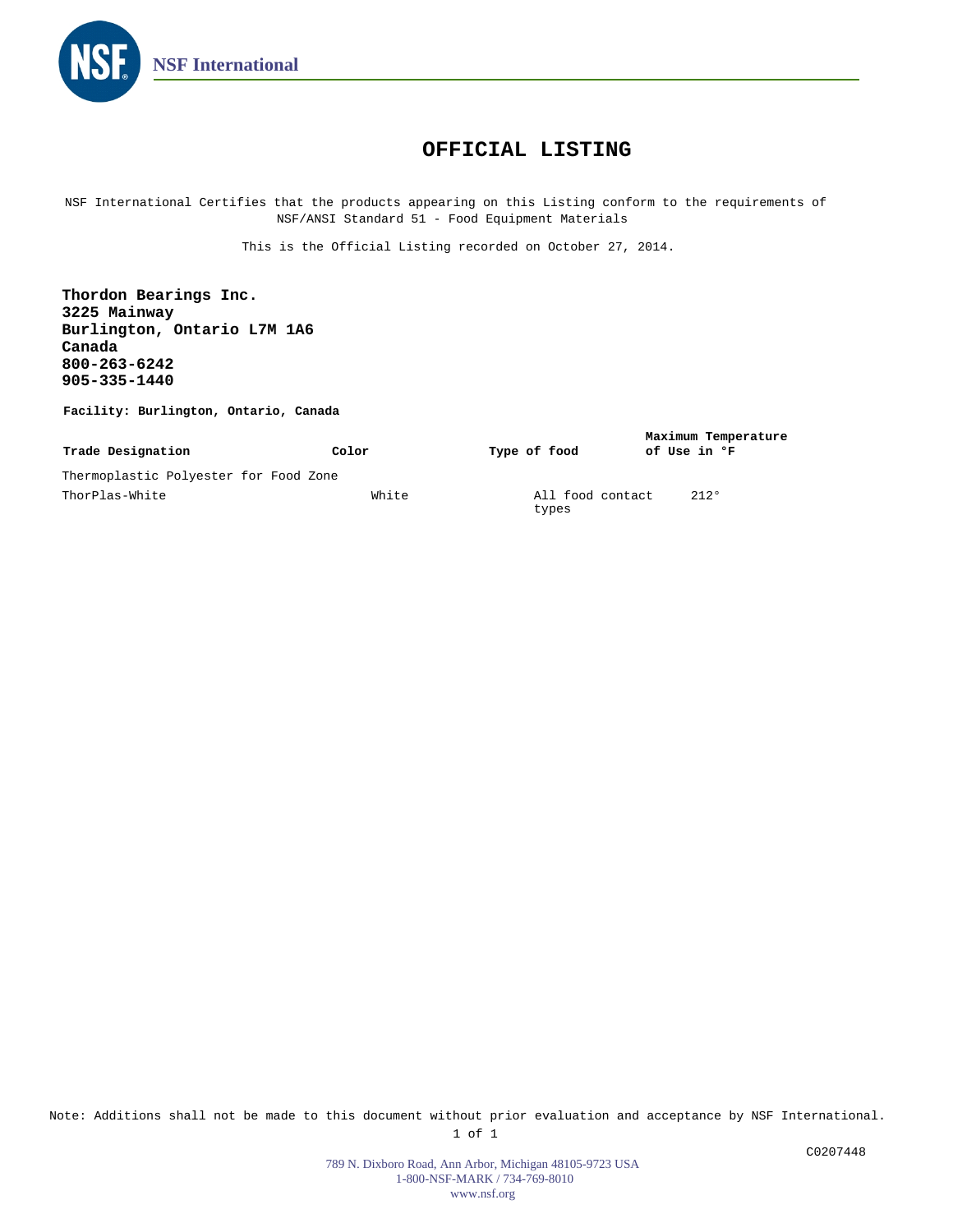NSF International

# OFFICIAL LISTING

NSF International Certifies that the products appearing on this Listing conform to the requirements of NSF/ANSI Standard 51 - Food Equipment Materials

This is the Official Listing recorded on October 27, 2014.

**Thordon Bearings Inc.**
**3225 Mainway**
**Burlington, Ontario L7M 1A6**
**Canada**
**800-263-6242**
**905-335-1440**

**Facility: Burlington, Ontario, Canada**

| Trade Designation | Color | Type of food | Maximum Temperature of Use in °F |
|---|---|---|---|
| Thermoplastic Polyester for Food Zone | | | |
| ThorPlas-White | White | All food contact types | 212° |

Note: Additions shall not be made to this document without prior evaluation and acceptance by NSF International.

C0207448

789 N. Dixboro Road, Ann Arbor, Michigan 48105-9723 USA
1-800-NSF-MARK / 734-769-8010
www.nsf.org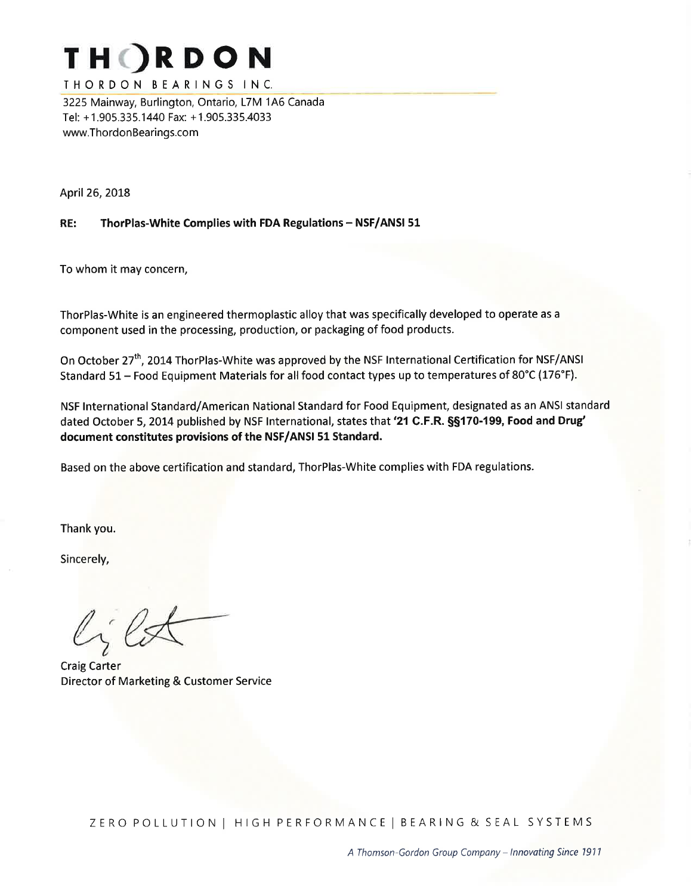# THORDON

THORDON BEARINGS INC.

3225 Mainway, Burlington, Ontario, L7M 1A6 Canada
Tel: +1.905.335.1440 Fax: +1.905.335.4033
www.ThordonBearings.com

April 26, 2018

**RE: ThorPlas-White Complies with FDA Regulations – NSF/ANSI 51**

To whom it may concern,

ThorPlas-White is an engineered thermoplastic alloy that was specifically developed to operate as a component used in the processing, production, or packaging of food products.

On October 27th, 2014 ThorPlas-White was approved by the NSF International Certification for NSF/ANSI Standard 51 – Food Equipment Materials for all food contact types up to temperatures of 80°C (176°F).

NSF International Standard/American National Standard for Food Equipment, designated as an ANSI standard dated October 5, 2014 published by NSF International, states that **'21 C.F.R. §§170-199, Food and Drug' document constitutes provisions of the NSF/ANSI 51 Standard.**

Based on the above certification and standard, ThorPlas-White complies with FDA regulations.

Thank you.

Sincerely,

Craig Carter
Director of Marketing & Customer Service

ZERO POLLUTION | HIGH PERFORMANCE | BEARING & SEAL SYSTEMS

*A Thomson-Gordon Group Company – Innovating Since 1911*